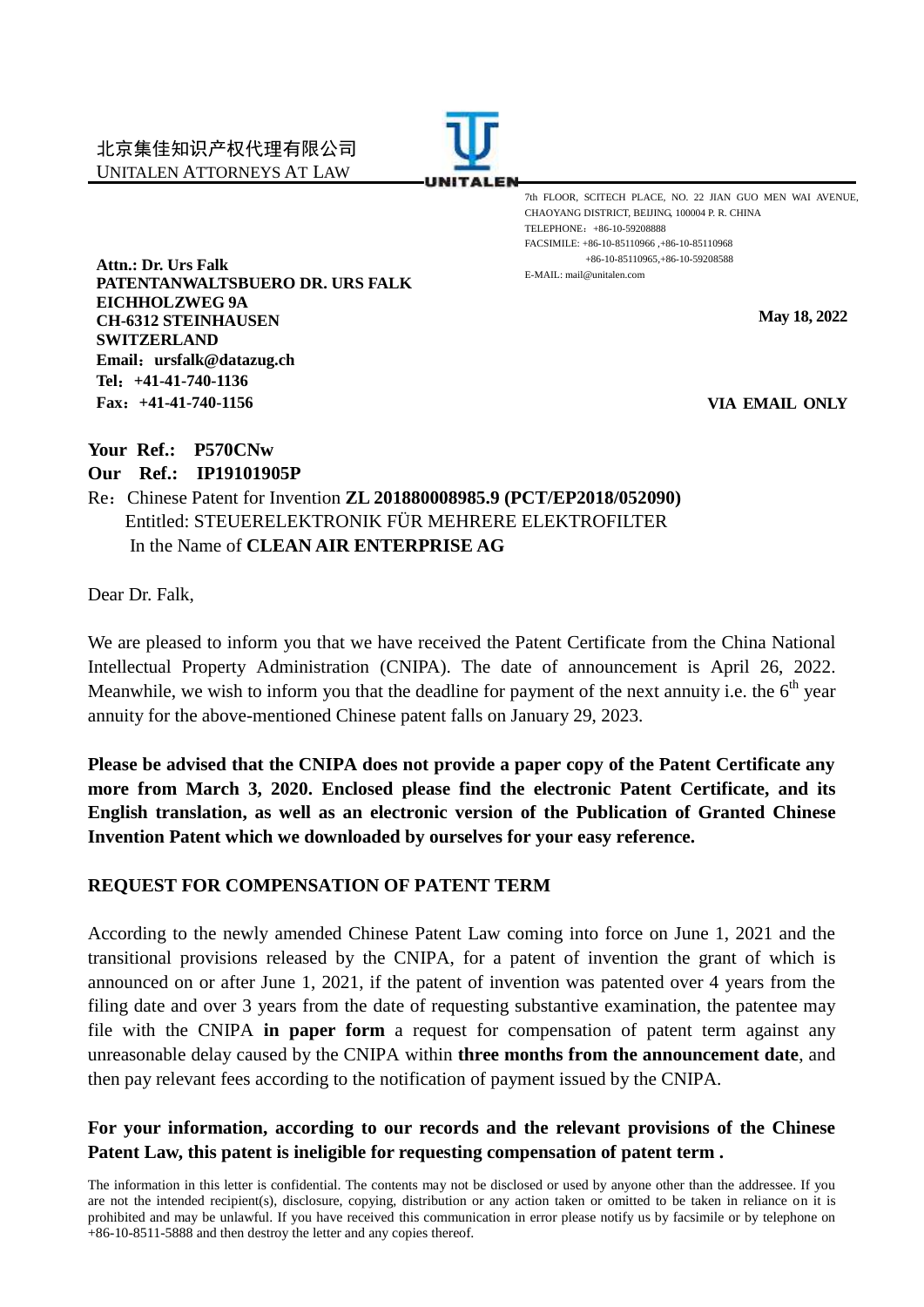北京集佳知识产权代理有限公司
UNITALEN ATTORNEYS AT LAW

UNITALEN

7th FLOOR, SCITECH PLACE, NO. 22 JIAN GUO MEN WAI AVENUE, CHAOYANG DISTRICT, BEIJING, 100004 P. R. CHINA
TELEPHONE：+86-10-59208888
FACSIMILE: +86-10-85110966 ,+86-10-85110968
+86-10-85110965,+86-10-59208588
E-MAIL: mail@unitalen.com

**Attn.: Dr. Urs Falk**
**PATENTANWALTSBUERO DR. URS FALK**
**EICHHOLZWEG 9A**
**CH-6312 STEINHAUSEN**
**SWITZERLAND**
**Email：ursfalk@datazug.ch**
**Tel：+41-41-740-1136**
**Fax：+41-41-740-1156**

**May 18, 2022**

**VIA EMAIL ONLY**

**Your Ref.: P570CNw**
**Our Ref.: IP19101905P**

Re：Chinese Patent for Invention **ZL 201880008985.9 (PCT/EP2018/052090)**
Entitled: STEUERELEKTRONIK FÜR MEHRERE ELEKTROFILTER
In the Name of **CLEAN AIR ENTERPRISE AG**

Dear Dr. Falk,

We are pleased to inform you that we have received the Patent Certificate from the China National Intellectual Property Administration (CNIPA). The date of announcement is April 26, 2022. Meanwhile, we wish to inform you that the deadline for payment of the next annuity i.e. the 6th year annuity for the above-mentioned Chinese patent falls on January 29, 2023.

**Please be advised that the CNIPA does not provide a paper copy of the Patent Certificate any more from March 3, 2020. Enclosed please find the electronic Patent Certificate, and its English translation, as well as an electronic version of the Publication of Granted Chinese Invention Patent which we downloaded by ourselves for your easy reference.**

## REQUEST FOR COMPENSATION OF PATENT TERM

According to the newly amended Chinese Patent Law coming into force on June 1, 2021 and the transitional provisions released by the CNIPA, for a patent of invention the grant of which is announced on or after June 1, 2021, if the patent of invention was patented over 4 years from the filing date and over 3 years from the date of requesting substantive examination, the patentee may file with the CNIPA **in paper form** a request for compensation of patent term against any unreasonable delay caused by the CNIPA within **three months from the announcement date**, and then pay relevant fees according to the notification of payment issued by the CNIPA.

**For your information, according to our records and the relevant provisions of the Chinese Patent Law, this patent is ineligible for requesting compensation of patent term .**

The information in this letter is confidential. The contents may not be disclosed or used by anyone other than the addressee. If you are not the intended recipient(s), disclosure, copying, distribution or any action taken or omitted to be taken in reliance on it is prohibited and may be unlawful. If you have received this communication in error please notify us by facsimile or by telephone on +86-10-8511-5888 and then destroy the letter and any copies thereof.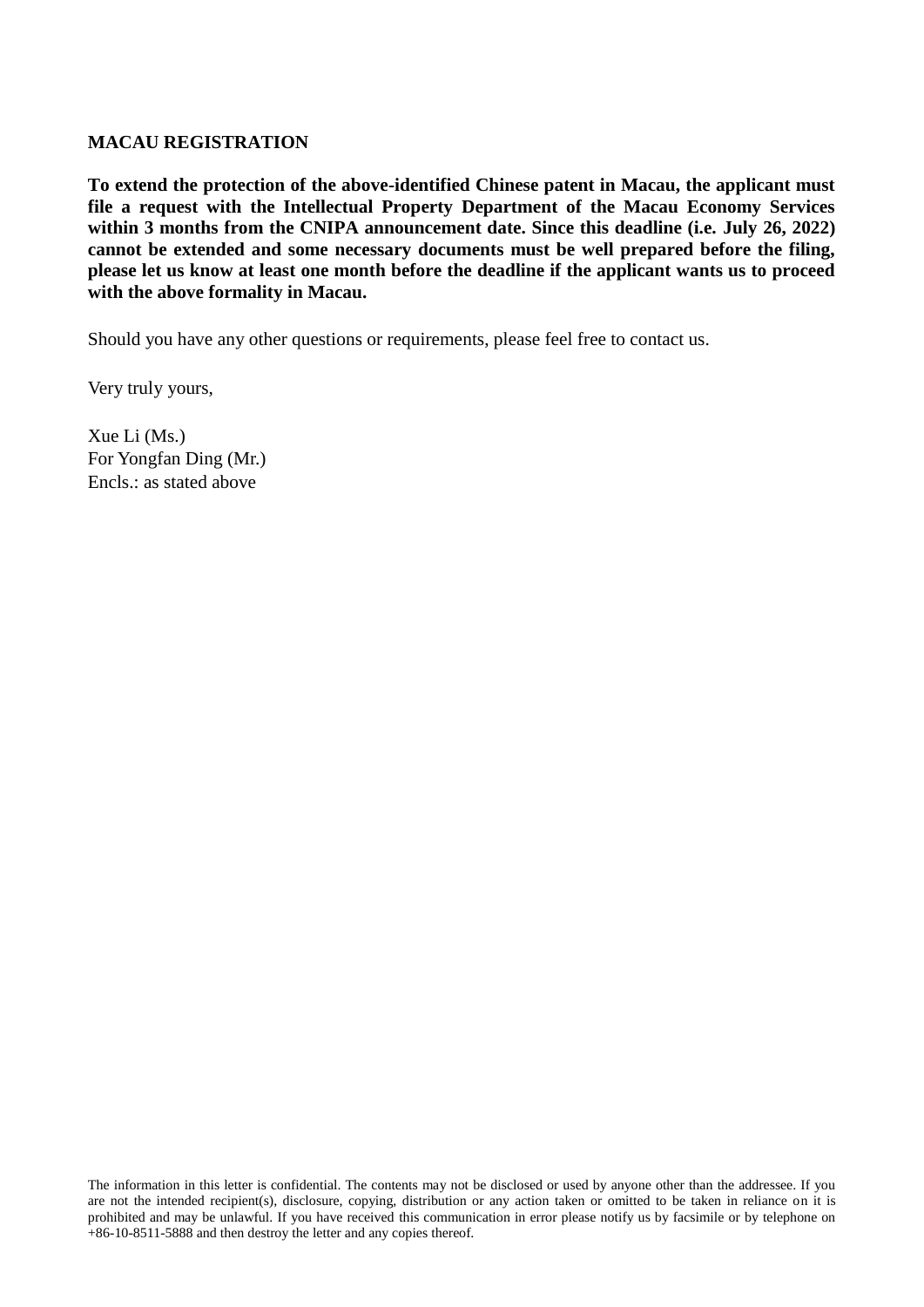**MACAU REGISTRATION**

**To extend the protection of the above-identified Chinese patent in Macau, the applicant must file a request with the Intellectual Property Department of the Macau Economy Services within 3 months from the CNIPA announcement date. Since this deadline (i.e. July 26, 2022) cannot be extended and some necessary documents must be well prepared before the filing, please let us know at least one month before the deadline if the applicant wants us to proceed with the above formality in Macau.**

Should you have any other questions or requirements, please feel free to contact us.

Very truly yours,

Xue Li (Ms.)
For Yongfan Ding (Mr.)
Encls.: as stated above

The information in this letter is confidential. The contents may not be disclosed or used by anyone other than the addressee. If you are not the intended recipient(s), disclosure, copying, distribution or any action taken or omitted to be taken in reliance on it is prohibited and may be unlawful. If you have received this communication in error please notify us by facsimile or by telephone on +86-10-8511-5888 and then destroy the letter and any copies thereof.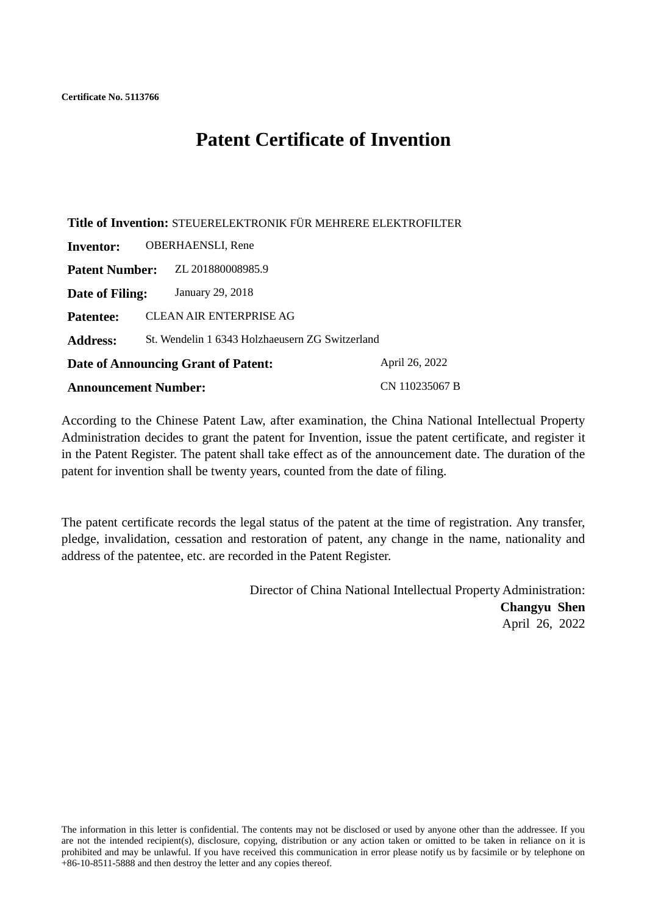**Certificate No. 5113766**

# Patent Certificate of Invention

**Title of Invention:** STEUERELEKTRONIK FÜR MEHRERE ELEKTROFILTER

**Inventor:** OBERHAENSLI, Rene

**Patent Number:** ZL 201880008985.9

**Date of Filing:** January 29, 2018

**Patentee:** CLEAN AIR ENTERPRISE AG

**Address:** St. Wendelin 1 6343 Holzhaeusern ZG Switzerland

**Date of Announcing Grant of Patent:** April 26, 2022

**Announcement Number:** CN 110235067 B

According to the Chinese Patent Law, after examination, the China National Intellectual Property Administration decides to grant the patent for Invention, issue the patent certificate, and register it in the Patent Register. The patent shall take effect as of the announcement date. The duration of the patent for invention shall be twenty years, counted from the date of filing.

The patent certificate records the legal status of the patent at the time of registration. Any transfer, pledge, invalidation, cessation and restoration of patent, any change in the name, nationality and address of the patentee, etc. are recorded in the Patent Register.

Director of China National Intellectual Property Administration:
**Changyu Shen**
April 26, 2022

The information in this letter is confidential. The contents may not be disclosed or used by anyone other than the addressee. If you are not the intended recipient(s), disclosure, copying, distribution or any action taken or omitted to be taken in reliance on it is prohibited and may be unlawful. If you have received this communication in error please notify us by facsimile or by telephone on +86-10-8511-5888 and then destroy the letter and any copies thereof.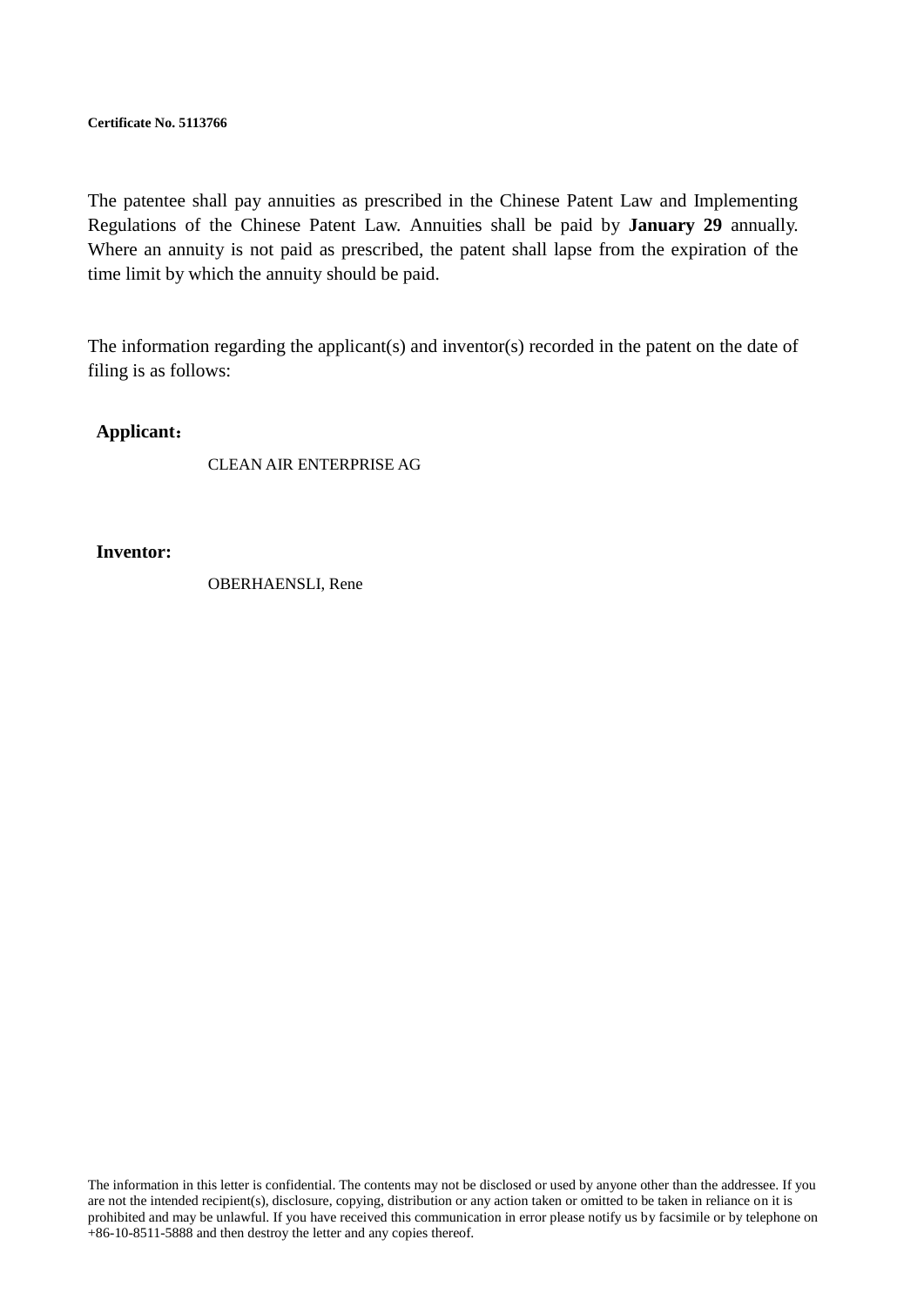**Certificate No. 5113766**

The patentee shall pay annuities as prescribed in the Chinese Patent Law and Implementing Regulations of the Chinese Patent Law. Annuities shall be paid by **January 29** annually. Where an annuity is not paid as prescribed, the patent shall lapse from the expiration of the time limit by which the annuity should be paid.

The information regarding the applicant(s) and inventor(s) recorded in the patent on the date of filing is as follows:

**Applicant：**

CLEAN AIR ENTERPRISE AG

**Inventor:**

OBERHAENSLI, Rene

The information in this letter is confidential. The contents may not be disclosed or used by anyone other than the addressee. If you are not the intended recipient(s), disclosure, copying, distribution or any action taken or omitted to be taken in reliance on it is prohibited and may be unlawful. If you have received this communication in error please notify us by facsimile or by telephone on +86-10-8511-5888 and then destroy the letter and any copies thereof.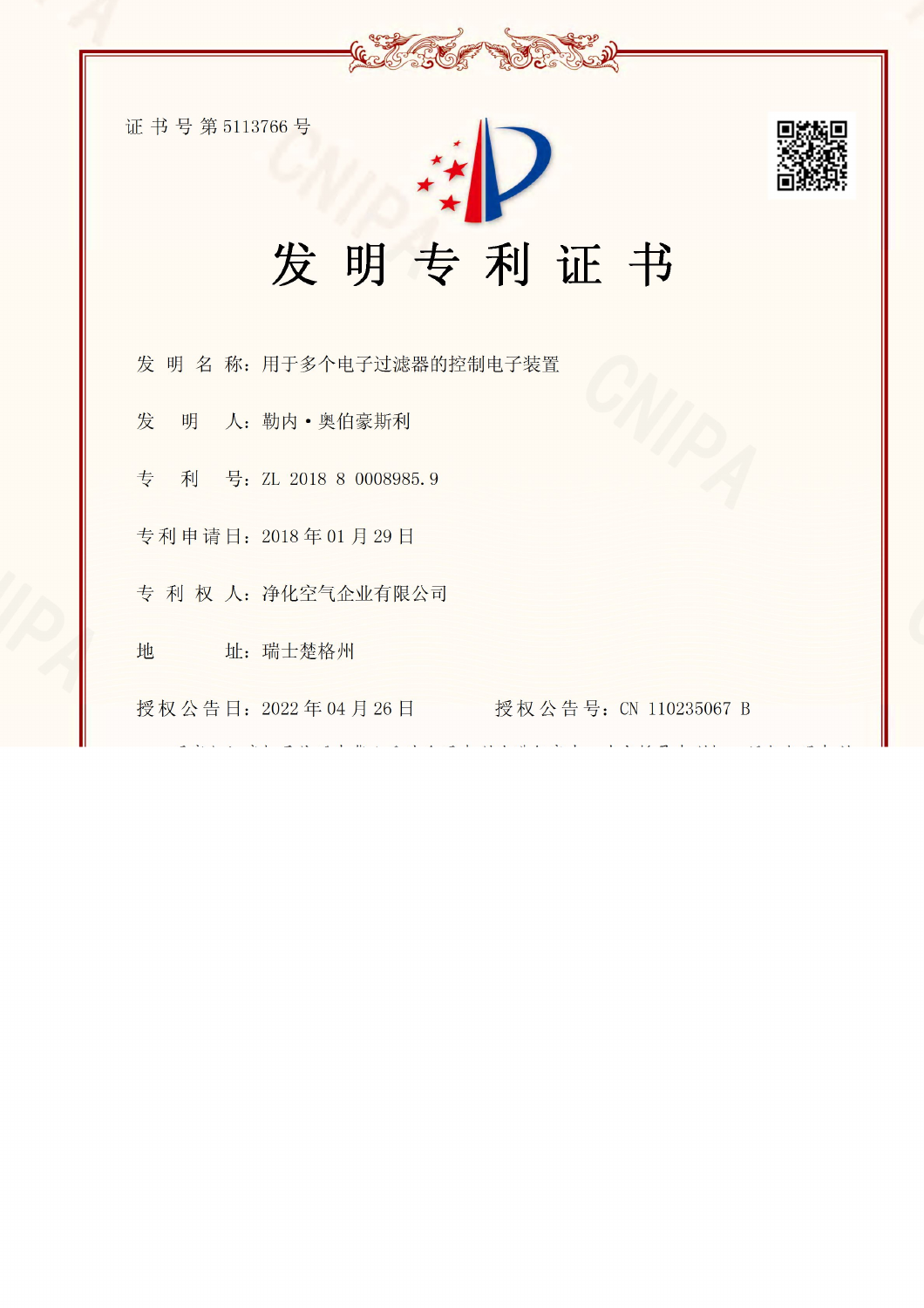证书号第5113766号

# 发明专利证书

发 明 名 称：用于多个电子过滤器的控制电子装置

发 明 人：勒内・奥伯豪斯利

专 利 号：ZL 2018 8 0008985.9

专利申请日：2018年01月29日

专 利 权 人：净化空气企业有限公司

地 址：瑞士楚格州

授权公告日：2022年04月26日　　授权公告号：CN 110235067 B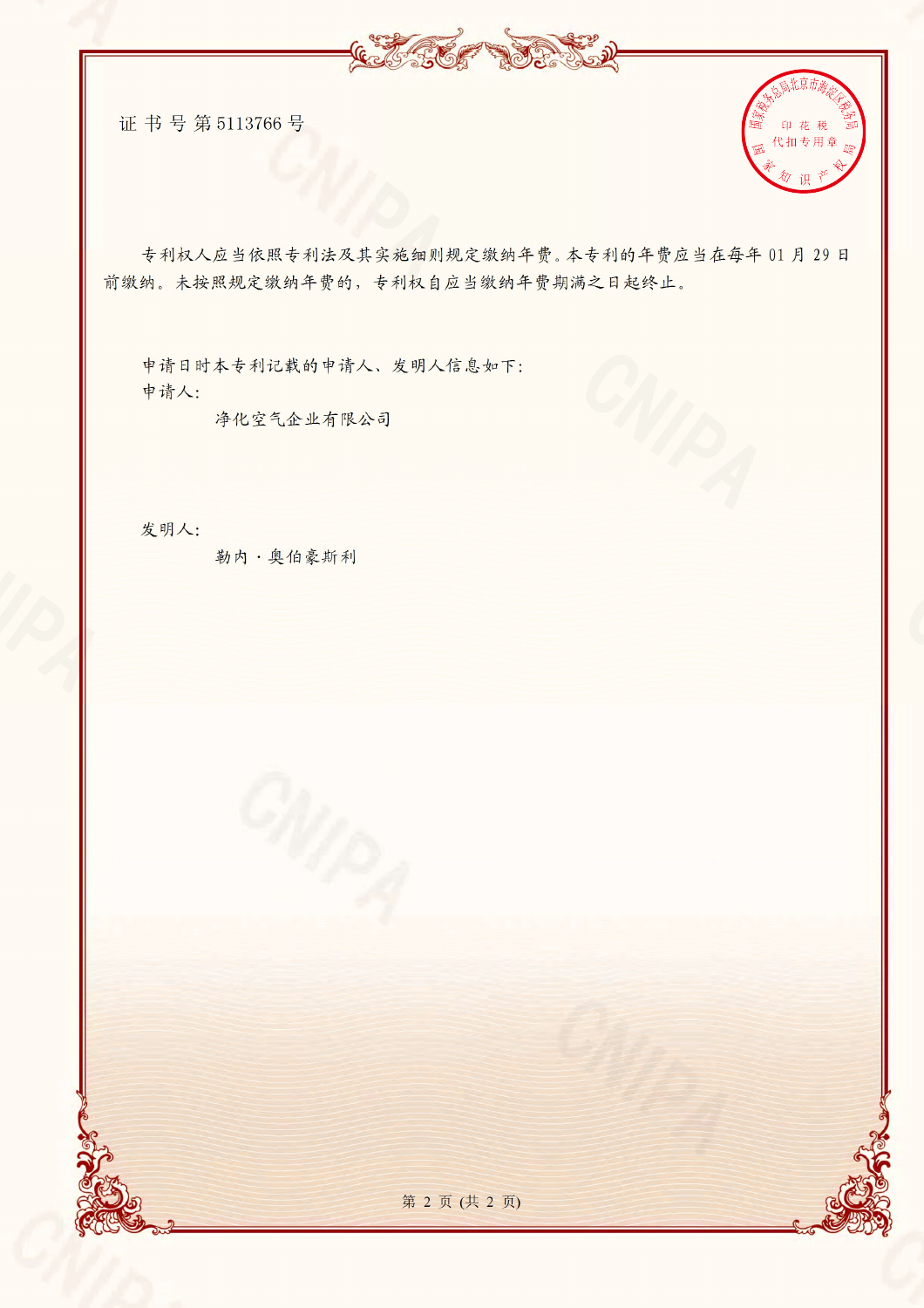证书号第5113766号

专利权人应当依照专利法及其实施细则规定缴纳年费。本专利的年费应当在每年 01 月 29 日前缴纳。未按照规定缴纳年费的，专利权自应当缴纳年费期满之日起终止。

申请日时本专利记载的申请人、发明人信息如下:

申请人:

净化空气企业有限公司

发明人:

勒内·奥伯豪斯利